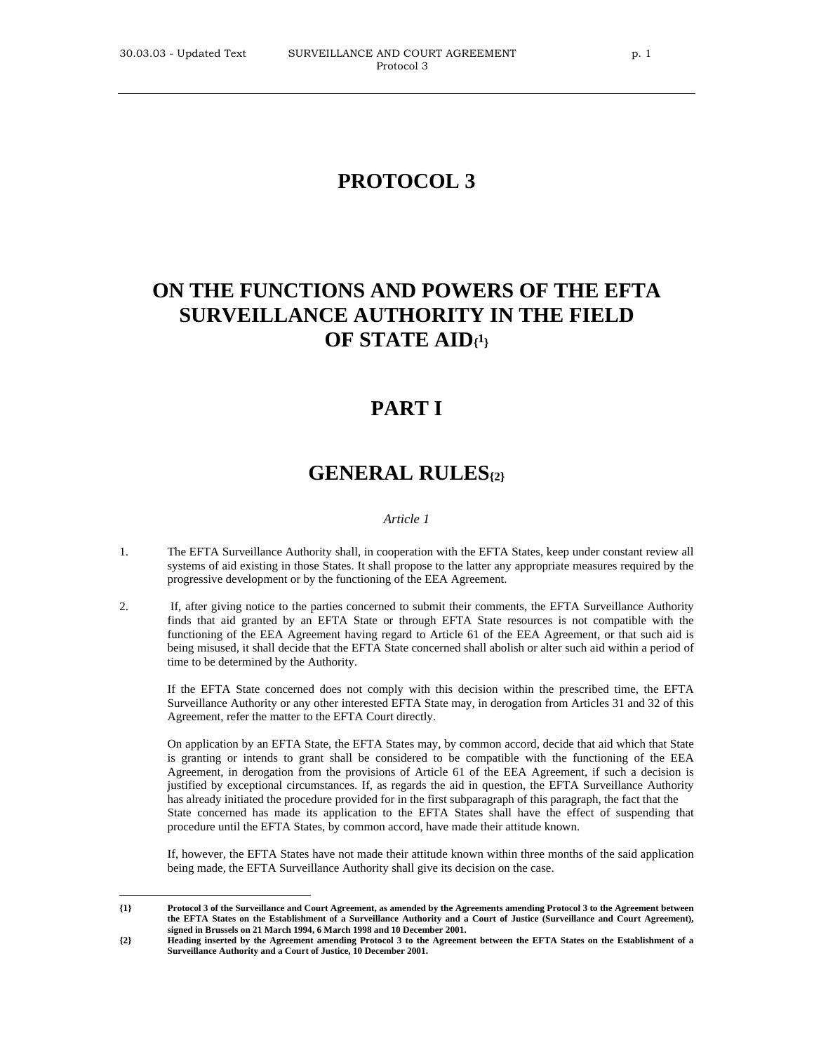# PROTOCOL 3

# ON THE FUNCTIONS AND POWERS OF THE EFTA SURVEILLANCE AUTHORITY IN THE FIELD OF STATE AID{1}

# PART I

# GENERAL RULES{2}

*Article 1*

1. The EFTA Surveillance Authority shall, in cooperation with the EFTA States, keep under constant review all systems of aid existing in those States. It shall propose to the latter any appropriate measures required by the progressive development or by the functioning of the EEA Agreement.

2. If, after giving notice to the parties concerned to submit their comments, the EFTA Surveillance Authority finds that aid granted by an EFTA State or through EFTA State resources is not compatible with the functioning of the EEA Agreement having regard to Article 61 of the EEA Agreement, or that such aid is being misused, it shall decide that the EFTA State concerned shall abolish or alter such aid within a period of time to be determined by the Authority.

   If the EFTA State concerned does not comply with this decision within the prescribed time, the EFTA Surveillance Authority or any other interested EFTA State may, in derogation from Articles 31 and 32 of this Agreement, refer the matter to the EFTA Court directly.

   On application by an EFTA State, the EFTA States may, by common accord, decide that aid which that State is granting or intends to grant shall be considered to be compatible with the functioning of the EEA Agreement, in derogation from the provisions of Article 61 of the EEA Agreement, if such a decision is justified by exceptional circumstances. If, as regards the aid in question, the EFTA Surveillance Authority has already initiated the procedure provided for in the first subparagraph of this paragraph, the fact that the State concerned has made its application to the EFTA States shall have the effect of suspending that procedure until the EFTA States, by common accord, have made their attitude known.

   If, however, the EFTA States have not made their attitude known within three months of the said application being made, the EFTA Surveillance Authority shall give its decision on the case.

---

**{1}** Protocol 3 of the Surveillance and Court Agreement, as amended by the Agreements amending Protocol 3 to the Agreement between the EFTA States on the Establishment of a Surveillance Authority and a Court of Justice (Surveillance and Court Agreement), signed in Brussels on 21 March 1994, 6 March 1998 and 10 December 2001.

**{2}** Heading inserted by the Agreement amending Protocol 3 to the Agreement between the EFTA States on the Establishment of a Surveillance Authority and a Court of Justice, 10 December 2001.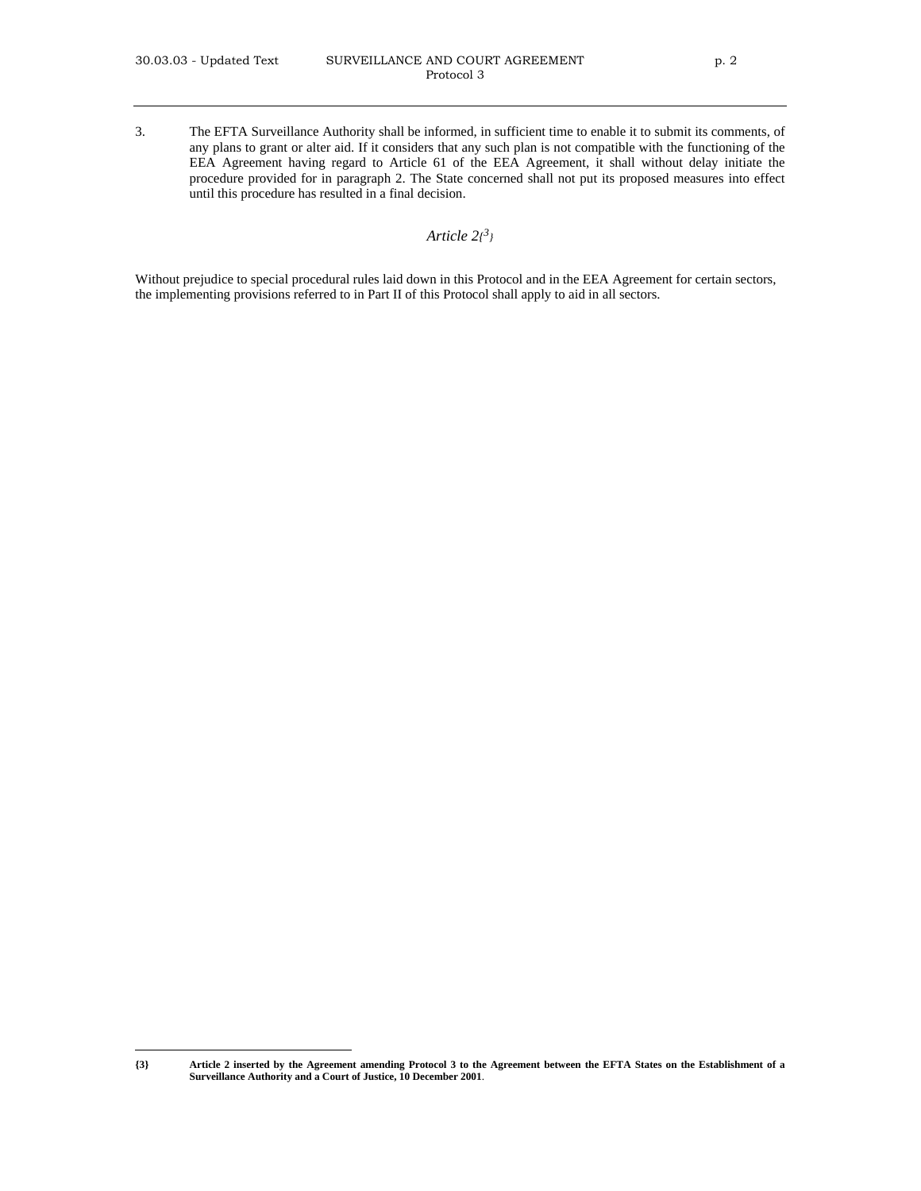3. The EFTA Surveillance Authority shall be informed, in sufficient time to enable it to submit its comments, of any plans to grant or alter aid. If it considers that any such plan is not compatible with the functioning of the EEA Agreement having regard to Article 61 of the EEA Agreement, it shall without delay initiate the procedure provided for in paragraph 2. The State concerned shall not put its proposed measures into effect until this procedure has resulted in a final decision.

### *Article 2*{3}

Without prejudice to special procedural rules laid down in this Protocol and in the EEA Agreement for certain sectors, the implementing provisions referred to in Part II of this Protocol shall apply to aid in all sectors.

---

**{3} Article 2 inserted by the Agreement amending Protocol 3 to the Agreement between the EFTA States on the Establishment of a Surveillance Authority and a Court of Justice, 10 December 2001**.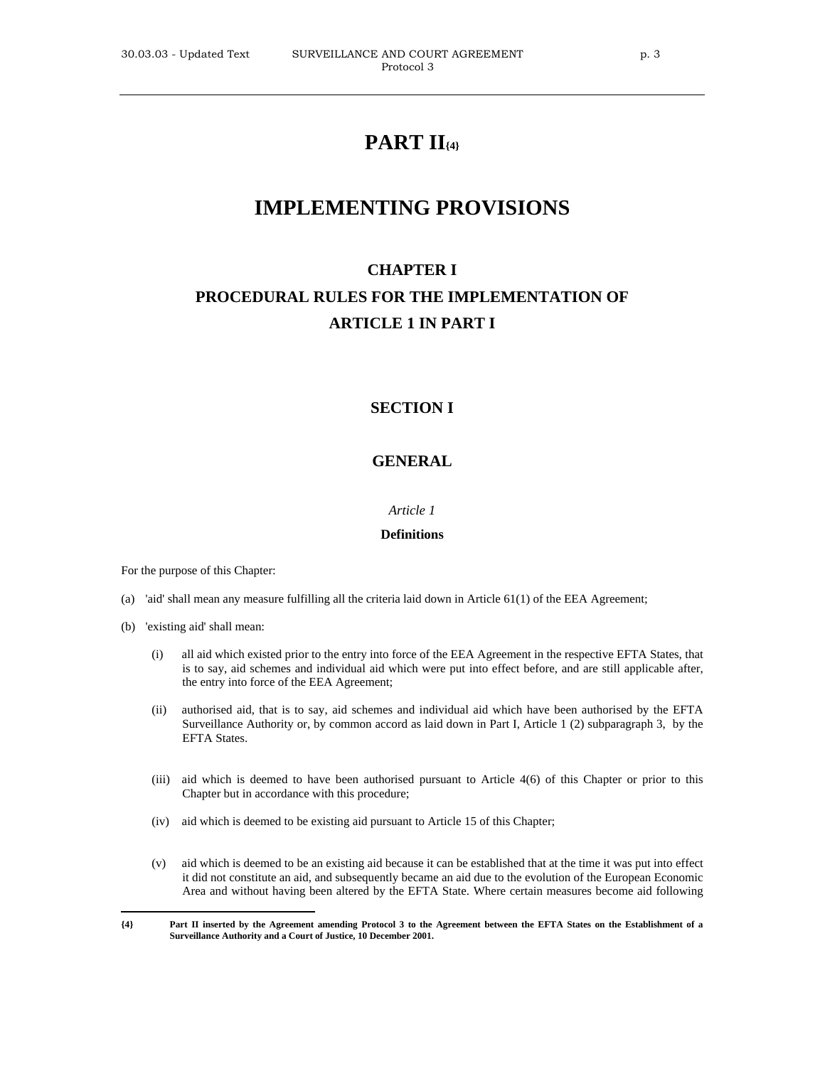# PART II[4]

# IMPLEMENTING PROVISIONS

## CHAPTER I
## PROCEDURAL RULES FOR THE IMPLEMENTATION OF ARTICLE 1 IN PART I

### SECTION I

### GENERAL

*Article 1*

**Definitions**

For the purpose of this Chapter:

(a) 'aid' shall mean any measure fulfilling all the criteria laid down in Article 61(1) of the EEA Agreement;

(b) 'existing aid' shall mean:

(i) all aid which existed prior to the entry into force of the EEA Agreement in the respective EFTA States, that is to say, aid schemes and individual aid which were put into effect before, and are still applicable after, the entry into force of the EEA Agreement;

(ii) authorised aid, that is to say, aid schemes and individual aid which have been authorised by the EFTA Surveillance Authority or, by common accord as laid down in Part I, Article 1 (2) subparagraph 3, by the EFTA States.

(iii) aid which is deemed to have been authorised pursuant to Article 4(6) of this Chapter or prior to this Chapter but in accordance with this procedure;

(iv) aid which is deemed to be existing aid pursuant to Article 15 of this Chapter;

(v) aid which is deemed to be an existing aid because it can be established that at the time it was put into effect it did not constitute an aid, and subsequently became an aid due to the evolution of the European Economic Area and without having been altered by the EFTA State. Where certain measures become aid following

---

{4} **Part II inserted by the Agreement amending Protocol 3 to the Agreement between the EFTA States on the Establishment of a Surveillance Authority and a Court of Justice, 10 December 2001.**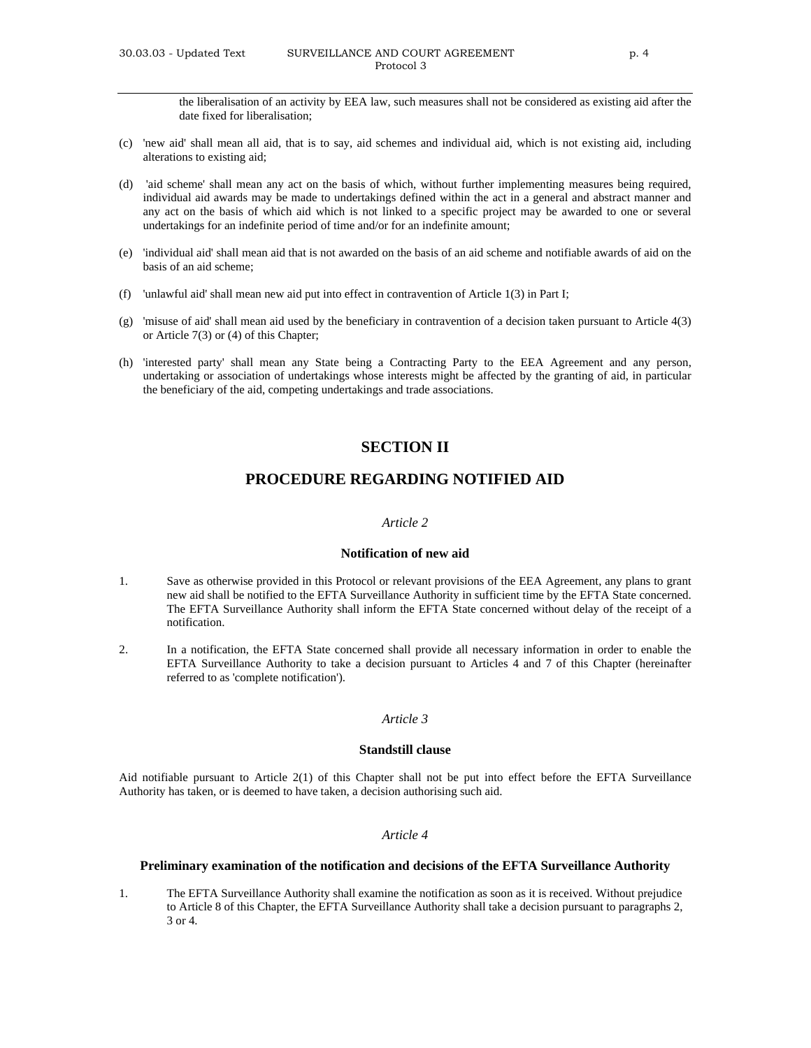the liberalisation of an activity by EEA law, such measures shall not be considered as existing aid after the date fixed for liberalisation;

(c) 'new aid' shall mean all aid, that is to say, aid schemes and individual aid, which is not existing aid, including alterations to existing aid;

(d) 'aid scheme' shall mean any act on the basis of which, without further implementing measures being required, individual aid awards may be made to undertakings defined within the act in a general and abstract manner and any act on the basis of which aid which is not linked to a specific project may be awarded to one or several undertakings for an indefinite period of time and/or for an indefinite amount;

(e) 'individual aid' shall mean aid that is not awarded on the basis of an aid scheme and notifiable awards of aid on the basis of an aid scheme;

(f) 'unlawful aid' shall mean new aid put into effect in contravention of Article 1(3) in Part I;

(g) 'misuse of aid' shall mean aid used by the beneficiary in contravention of a decision taken pursuant to Article 4(3) or Article 7(3) or (4) of this Chapter;

(h) 'interested party' shall mean any State being a Contracting Party to the EEA Agreement and any person, undertaking or association of undertakings whose interests might be affected by the granting of aid, in particular the beneficiary of the aid, competing undertakings and trade associations.

## SECTION II

## PROCEDURE REGARDING NOTIFIED AID

*Article 2*

**Notification of new aid**

1. Save as otherwise provided in this Protocol or relevant provisions of the EEA Agreement, any plans to grant new aid shall be notified to the EFTA Surveillance Authority in sufficient time by the EFTA State concerned. The EFTA Surveillance Authority shall inform the EFTA State concerned without delay of the receipt of a notification.

2. In a notification, the EFTA State concerned shall provide all necessary information in order to enable the EFTA Surveillance Authority to take a decision pursuant to Articles 4 and 7 of this Chapter (hereinafter referred to as 'complete notification').

*Article 3*

**Standstill clause**

Aid notifiable pursuant to Article 2(1) of this Chapter shall not be put into effect before the EFTA Surveillance Authority has taken, or is deemed to have taken, a decision authorising such aid.

*Article 4*

**Preliminary examination of the notification and decisions of the EFTA Surveillance Authority**

1. The EFTA Surveillance Authority shall examine the notification as soon as it is received. Without prejudice to Article 8 of this Chapter, the EFTA Surveillance Authority shall take a decision pursuant to paragraphs 2, 3 or 4.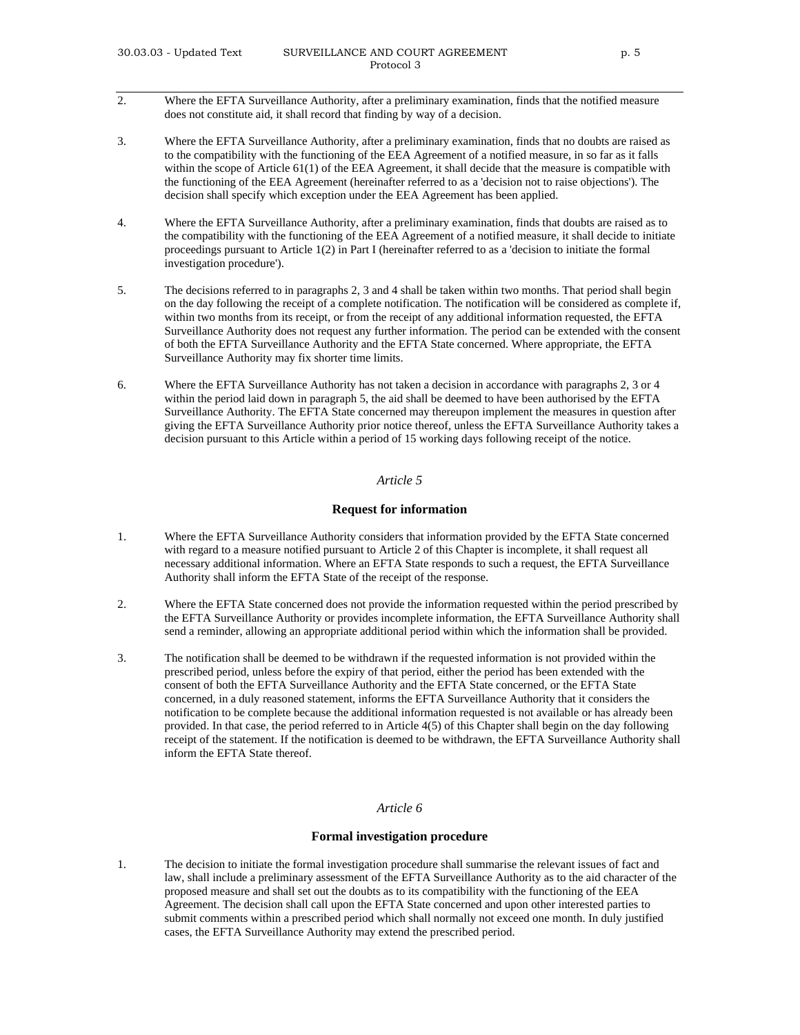2. Where the EFTA Surveillance Authority, after a preliminary examination, finds that the notified measure does not constitute aid, it shall record that finding by way of a decision.

3. Where the EFTA Surveillance Authority, after a preliminary examination, finds that no doubts are raised as to the compatibility with the functioning of the EEA Agreement of a notified measure, in so far as it falls within the scope of Article 61(1) of the EEA Agreement, it shall decide that the measure is compatible with the functioning of the EEA Agreement (hereinafter referred to as a 'decision not to raise objections'). The decision shall specify which exception under the EEA Agreement has been applied.

4. Where the EFTA Surveillance Authority, after a preliminary examination, finds that doubts are raised as to the compatibility with the functioning of the EEA Agreement of a notified measure, it shall decide to initiate proceedings pursuant to Article 1(2) in Part I (hereinafter referred to as a 'decision to initiate the formal investigation procedure').

5. The decisions referred to in paragraphs 2, 3 and 4 shall be taken within two months. That period shall begin on the day following the receipt of a complete notification. The notification will be considered as complete if, within two months from its receipt, or from the receipt of any additional information requested, the EFTA Surveillance Authority does not request any further information. The period can be extended with the consent of both the EFTA Surveillance Authority and the EFTA State concerned. Where appropriate, the EFTA Surveillance Authority may fix shorter time limits.

6. Where the EFTA Surveillance Authority has not taken a decision in accordance with paragraphs 2, 3 or 4 within the period laid down in paragraph 5, the aid shall be deemed to have been authorised by the EFTA Surveillance Authority. The EFTA State concerned may thereupon implement the measures in question after giving the EFTA Surveillance Authority prior notice thereof, unless the EFTA Surveillance Authority takes a decision pursuant to this Article within a period of 15 working days following receipt of the notice.

*Article 5*

**Request for information**

1. Where the EFTA Surveillance Authority considers that information provided by the EFTA State concerned with regard to a measure notified pursuant to Article 2 of this Chapter is incomplete, it shall request all necessary additional information. Where an EFTA State responds to such a request, the EFTA Surveillance Authority shall inform the EFTA State of the receipt of the response.

2. Where the EFTA State concerned does not provide the information requested within the period prescribed by the EFTA Surveillance Authority or provides incomplete information, the EFTA Surveillance Authority shall send a reminder, allowing an appropriate additional period within which the information shall be provided.

3. The notification shall be deemed to be withdrawn if the requested information is not provided within the prescribed period, unless before the expiry of that period, either the period has been extended with the consent of both the EFTA Surveillance Authority and the EFTA State concerned, or the EFTA State concerned, in a duly reasoned statement, informs the EFTA Surveillance Authority that it considers the notification to be complete because the additional information requested is not available or has already been provided. In that case, the period referred to in Article 4(5) of this Chapter shall begin on the day following receipt of the statement. If the notification is deemed to be withdrawn, the EFTA Surveillance Authority shall inform the EFTA State thereof.

*Article 6*

**Formal investigation procedure**

1. The decision to initiate the formal investigation procedure shall summarise the relevant issues of fact and law, shall include a preliminary assessment of the EFTA Surveillance Authority as to the aid character of the proposed measure and shall set out the doubts as to its compatibility with the functioning of the EEA Agreement. The decision shall call upon the EFTA State concerned and upon other interested parties to submit comments within a prescribed period which shall normally not exceed one month. In duly justified cases, the EFTA Surveillance Authority may extend the prescribed period.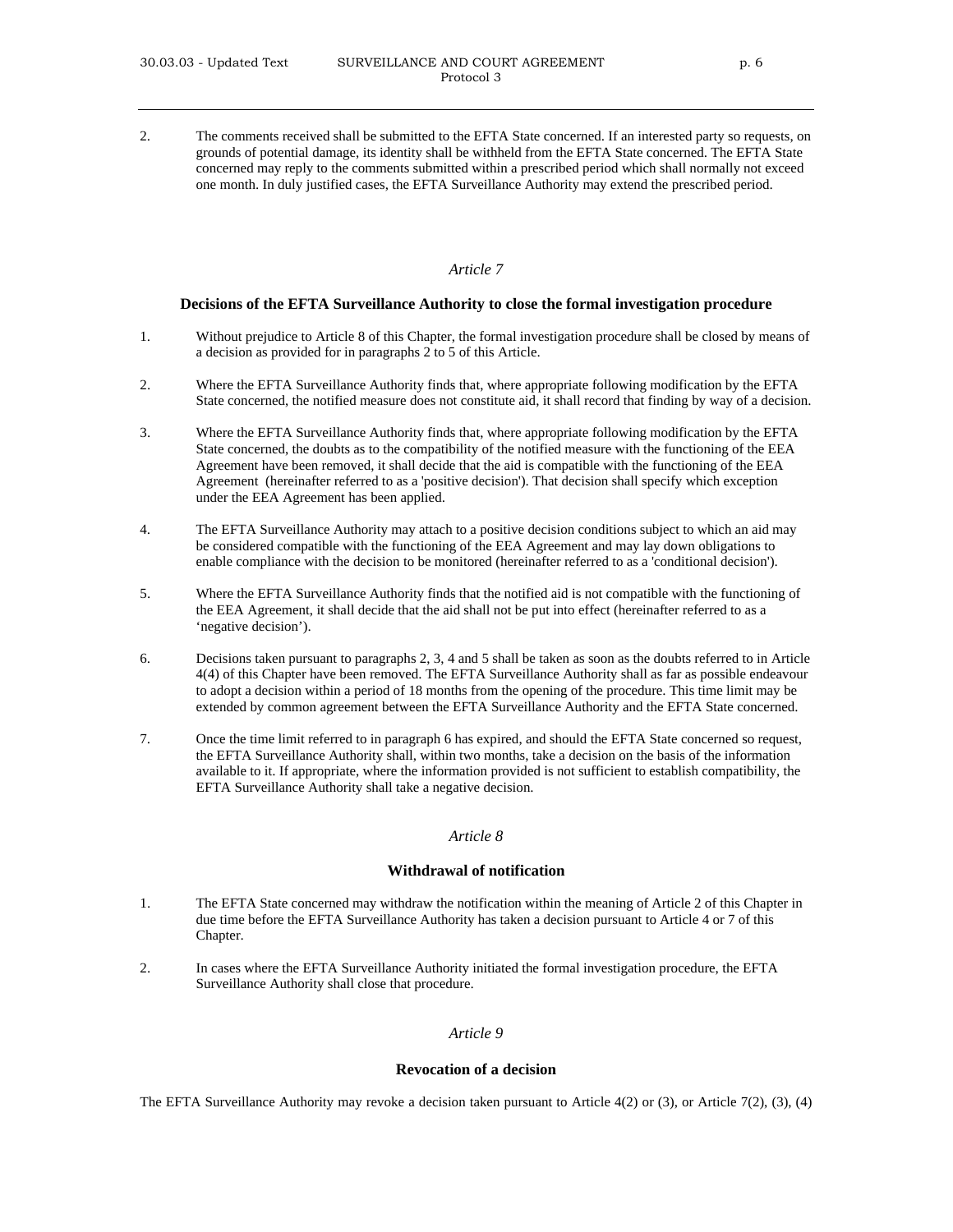2. The comments received shall be submitted to the EFTA State concerned. If an interested party so requests, on grounds of potential damage, its identity shall be withheld from the EFTA State concerned. The EFTA State concerned may reply to the comments submitted within a prescribed period which shall normally not exceed one month. In duly justified cases, the EFTA Surveillance Authority may extend the prescribed period.

*Article 7*

**Decisions of the EFTA Surveillance Authority to close the formal investigation procedure**

1. Without prejudice to Article 8 of this Chapter, the formal investigation procedure shall be closed by means of a decision as provided for in paragraphs 2 to 5 of this Article.

2. Where the EFTA Surveillance Authority finds that, where appropriate following modification by the EFTA State concerned, the notified measure does not constitute aid, it shall record that finding by way of a decision.

3. Where the EFTA Surveillance Authority finds that, where appropriate following modification by the EFTA State concerned, the doubts as to the compatibility of the notified measure with the functioning of the EEA Agreement have been removed, it shall decide that the aid is compatible with the functioning of the EEA Agreement (hereinafter referred to as a 'positive decision'). That decision shall specify which exception under the EEA Agreement has been applied.

4. The EFTA Surveillance Authority may attach to a positive decision conditions subject to which an aid may be considered compatible with the functioning of the EEA Agreement and may lay down obligations to enable compliance with the decision to be monitored (hereinafter referred to as a 'conditional decision').

5. Where the EFTA Surveillance Authority finds that the notified aid is not compatible with the functioning of the EEA Agreement, it shall decide that the aid shall not be put into effect (hereinafter referred to as a 'negative decision').

6. Decisions taken pursuant to paragraphs 2, 3, 4 and 5 shall be taken as soon as the doubts referred to in Article 4(4) of this Chapter have been removed. The EFTA Surveillance Authority shall as far as possible endeavour to adopt a decision within a period of 18 months from the opening of the procedure. This time limit may be extended by common agreement between the EFTA Surveillance Authority and the EFTA State concerned.

7. Once the time limit referred to in paragraph 6 has expired, and should the EFTA State concerned so request, the EFTA Surveillance Authority shall, within two months, take a decision on the basis of the information available to it. If appropriate, where the information provided is not sufficient to establish compatibility, the EFTA Surveillance Authority shall take a negative decision.

*Article 8*

**Withdrawal of notification**

1. The EFTA State concerned may withdraw the notification within the meaning of Article 2 of this Chapter in due time before the EFTA Surveillance Authority has taken a decision pursuant to Article 4 or 7 of this Chapter.

2. In cases where the EFTA Surveillance Authority initiated the formal investigation procedure, the EFTA Surveillance Authority shall close that procedure.

*Article 9*

**Revocation of a decision**

The EFTA Surveillance Authority may revoke a decision taken pursuant to Article 4(2) or (3), or Article 7(2), (3), (4)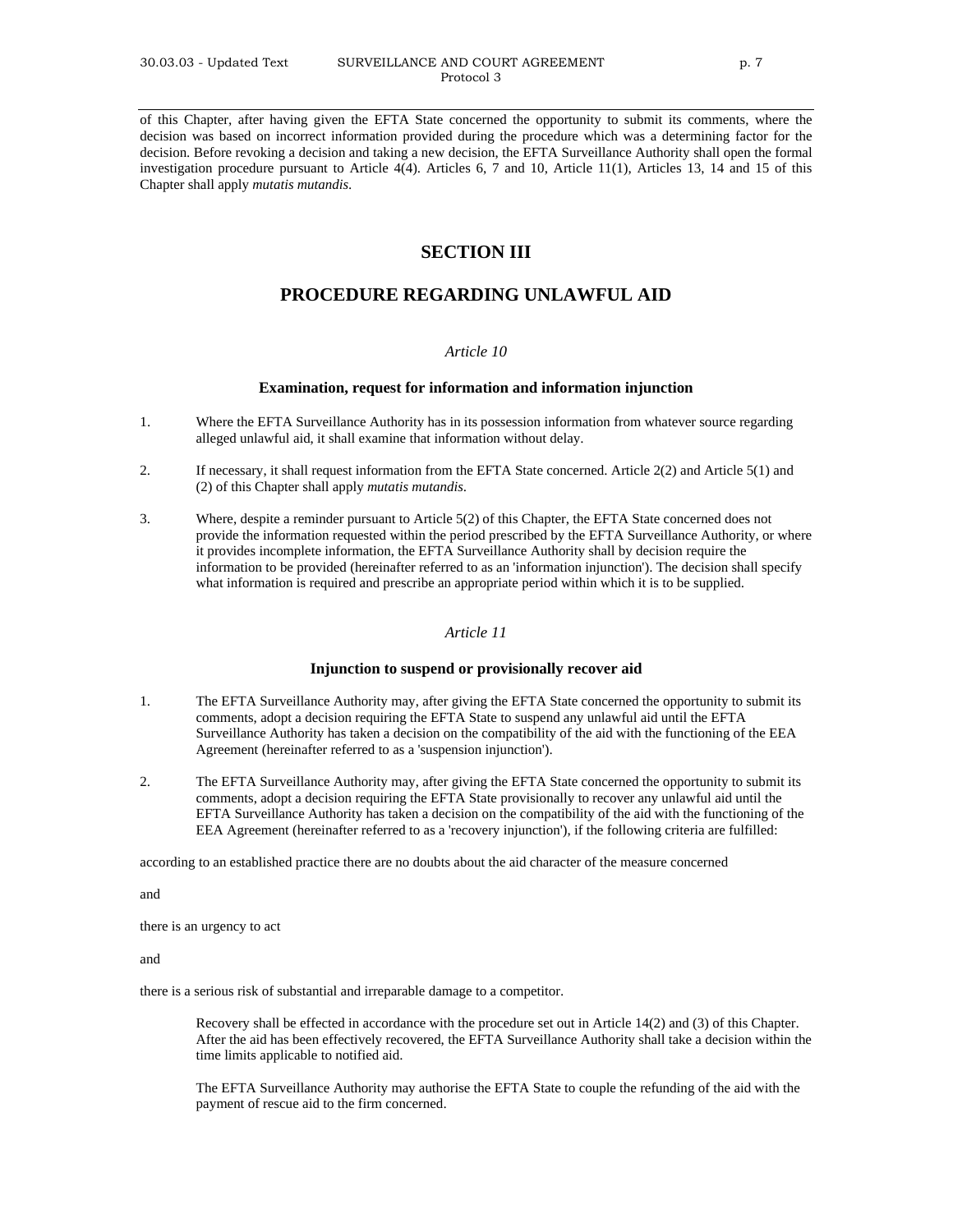of this Chapter, after having given the EFTA State concerned the opportunity to submit its comments, where the decision was based on incorrect information provided during the procedure which was a determining factor for the decision. Before revoking a decision and taking a new decision, the EFTA Surveillance Authority shall open the formal investigation procedure pursuant to Article 4(4). Articles 6, 7 and 10, Article 11(1), Articles 13, 14 and 15 of this Chapter shall apply *mutatis mutandis*.

## SECTION III

## PROCEDURE REGARDING UNLAWFUL AID

*Article 10*

**Examination, request for information and information injunction**

1. Where the EFTA Surveillance Authority has in its possession information from whatever source regarding alleged unlawful aid, it shall examine that information without delay.

2. If necessary, it shall request information from the EFTA State concerned. Article 2(2) and Article 5(1) and (2) of this Chapter shall apply *mutatis mutandis*.

3. Where, despite a reminder pursuant to Article 5(2) of this Chapter, the EFTA State concerned does not provide the information requested within the period prescribed by the EFTA Surveillance Authority, or where it provides incomplete information, the EFTA Surveillance Authority shall by decision require the information to be provided (hereinafter referred to as an 'information injunction'). The decision shall specify what information is required and prescribe an appropriate period within which it is to be supplied.

*Article 11*

**Injunction to suspend or provisionally recover aid**

1. The EFTA Surveillance Authority may, after giving the EFTA State concerned the opportunity to submit its comments, adopt a decision requiring the EFTA State to suspend any unlawful aid until the EFTA Surveillance Authority has taken a decision on the compatibility of the aid with the functioning of the EEA Agreement (hereinafter referred to as a 'suspension injunction').

2. The EFTA Surveillance Authority may, after giving the EFTA State concerned the opportunity to submit its comments, adopt a decision requiring the EFTA State provisionally to recover any unlawful aid until the EFTA Surveillance Authority has taken a decision on the compatibility of the aid with the functioning of the EEA Agreement (hereinafter referred to as a 'recovery injunction'), if the following criteria are fulfilled:

according to an established practice there are no doubts about the aid character of the measure concerned

and

there is an urgency to act

and

there is a serious risk of substantial and irreparable damage to a competitor.

Recovery shall be effected in accordance with the procedure set out in Article 14(2) and (3) of this Chapter. After the aid has been effectively recovered, the EFTA Surveillance Authority shall take a decision within the time limits applicable to notified aid.

The EFTA Surveillance Authority may authorise the EFTA State to couple the refunding of the aid with the payment of rescue aid to the firm concerned.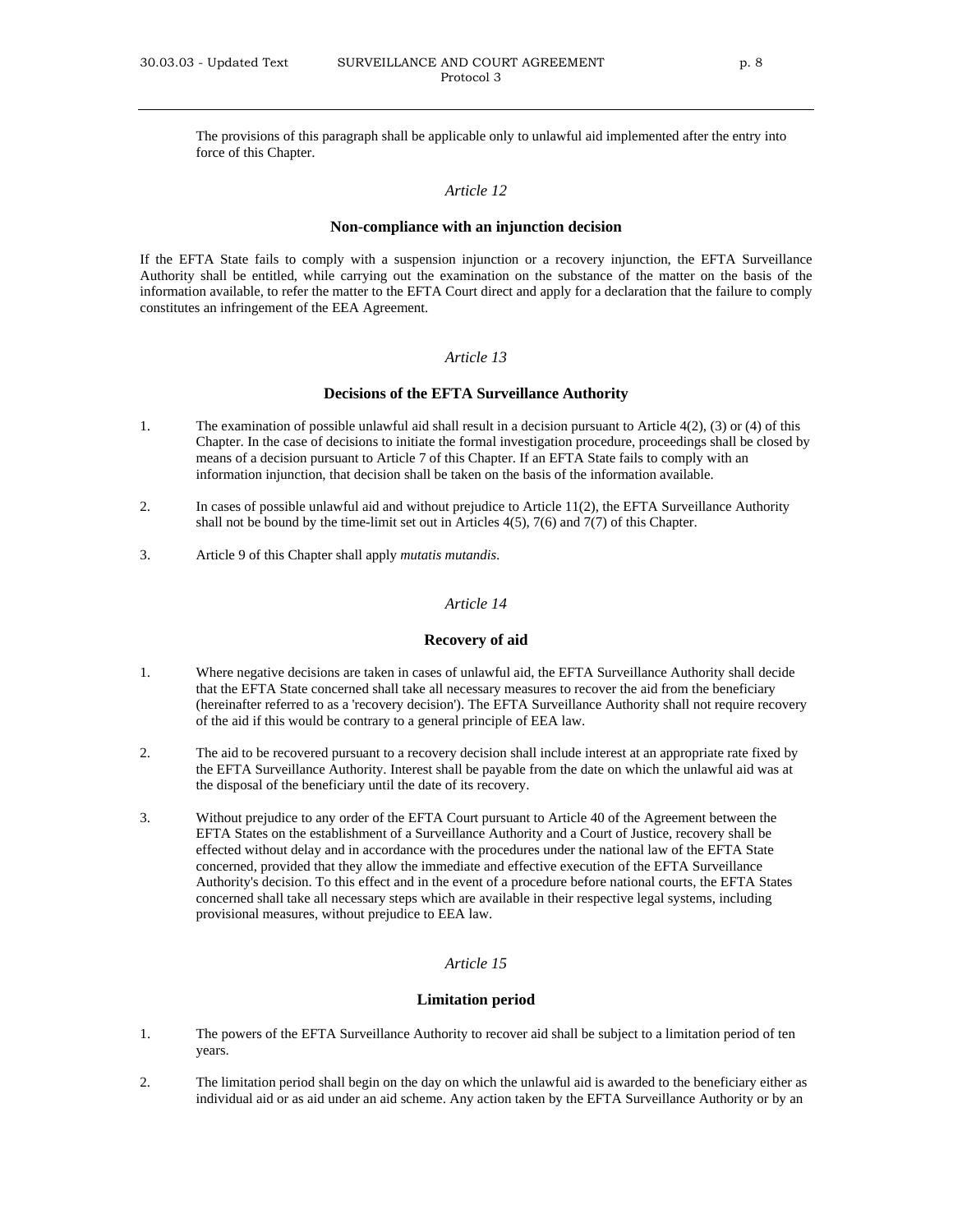The provisions of this paragraph shall be applicable only to unlawful aid implemented after the entry into force of this Chapter.

*Article 12*

**Non-compliance with an injunction decision**

If the EFTA State fails to comply with a suspension injunction or a recovery injunction, the EFTA Surveillance Authority shall be entitled, while carrying out the examination on the substance of the matter on the basis of the information available, to refer the matter to the EFTA Court direct and apply for a declaration that the failure to comply constitutes an infringement of the EEA Agreement.

*Article 13*

**Decisions of the EFTA Surveillance Authority**

1. The examination of possible unlawful aid shall result in a decision pursuant to Article 4(2), (3) or (4) of this Chapter. In the case of decisions to initiate the formal investigation procedure, proceedings shall be closed by means of a decision pursuant to Article 7 of this Chapter. If an EFTA State fails to comply with an information injunction, that decision shall be taken on the basis of the information available.

2. In cases of possible unlawful aid and without prejudice to Article 11(2), the EFTA Surveillance Authority shall not be bound by the time-limit set out in Articles 4(5), 7(6) and 7(7) of this Chapter.

3. Article 9 of this Chapter shall apply *mutatis mutandis*.

*Article 14*

**Recovery of aid**

1. Where negative decisions are taken in cases of unlawful aid, the EFTA Surveillance Authority shall decide that the EFTA State concerned shall take all necessary measures to recover the aid from the beneficiary (hereinafter referred to as a 'recovery decision'). The EFTA Surveillance Authority shall not require recovery of the aid if this would be contrary to a general principle of EEA law.

2. The aid to be recovered pursuant to a recovery decision shall include interest at an appropriate rate fixed by the EFTA Surveillance Authority. Interest shall be payable from the date on which the unlawful aid was at the disposal of the beneficiary until the date of its recovery.

3. Without prejudice to any order of the EFTA Court pursuant to Article 40 of the Agreement between the EFTA States on the establishment of a Surveillance Authority and a Court of Justice, recovery shall be effected without delay and in accordance with the procedures under the national law of the EFTA State concerned, provided that they allow the immediate and effective execution of the EFTA Surveillance Authority's decision. To this effect and in the event of a procedure before national courts, the EFTA States concerned shall take all necessary steps which are available in their respective legal systems, including provisional measures, without prejudice to EEA law.

*Article 15*

**Limitation period**

1. The powers of the EFTA Surveillance Authority to recover aid shall be subject to a limitation period of ten years.

2. The limitation period shall begin on the day on which the unlawful aid is awarded to the beneficiary either as individual aid or as aid under an aid scheme. Any action taken by the EFTA Surveillance Authority or by an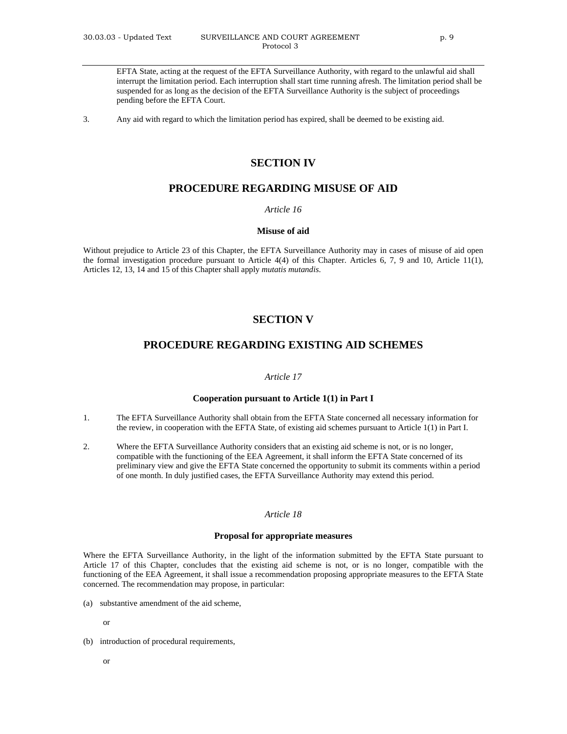EFTA State, acting at the request of the EFTA Surveillance Authority, with regard to the unlawful aid shall interrupt the limitation period. Each interruption shall start time running afresh. The limitation period shall be suspended for as long as the decision of the EFTA Surveillance Authority is the subject of proceedings pending before the EFTA Court.

3. Any aid with regard to which the limitation period has expired, shall be deemed to be existing aid.

## SECTION IV

## PROCEDURE REGARDING MISUSE OF AID

*Article 16*

**Misuse of aid**

Without prejudice to Article 23 of this Chapter, the EFTA Surveillance Authority may in cases of misuse of aid open the formal investigation procedure pursuant to Article 4(4) of this Chapter. Articles 6, 7, 9 and 10, Article 11(1), Articles 12, 13, 14 and 15 of this Chapter shall apply *mutatis mutandis*.

## SECTION V

## PROCEDURE REGARDING EXISTING AID SCHEMES

*Article 17*

**Cooperation pursuant to Article 1(1) in Part I**

1. The EFTA Surveillance Authority shall obtain from the EFTA State concerned all necessary information for the review, in cooperation with the EFTA State, of existing aid schemes pursuant to Article 1(1) in Part I.

2. Where the EFTA Surveillance Authority considers that an existing aid scheme is not, or is no longer, compatible with the functioning of the EEA Agreement, it shall inform the EFTA State concerned of its preliminary view and give the EFTA State concerned the opportunity to submit its comments within a period of one month. In duly justified cases, the EFTA Surveillance Authority may extend this period.

*Article 18*

**Proposal for appropriate measures**

Where the EFTA Surveillance Authority, in the light of the information submitted by the EFTA State pursuant to Article 17 of this Chapter, concludes that the existing aid scheme is not, or is no longer, compatible with the functioning of the EEA Agreement, it shall issue a recommendation proposing appropriate measures to the EFTA State concerned. The recommendation may propose, in particular:

(a) substantive amendment of the aid scheme,

or

(b) introduction of procedural requirements,

or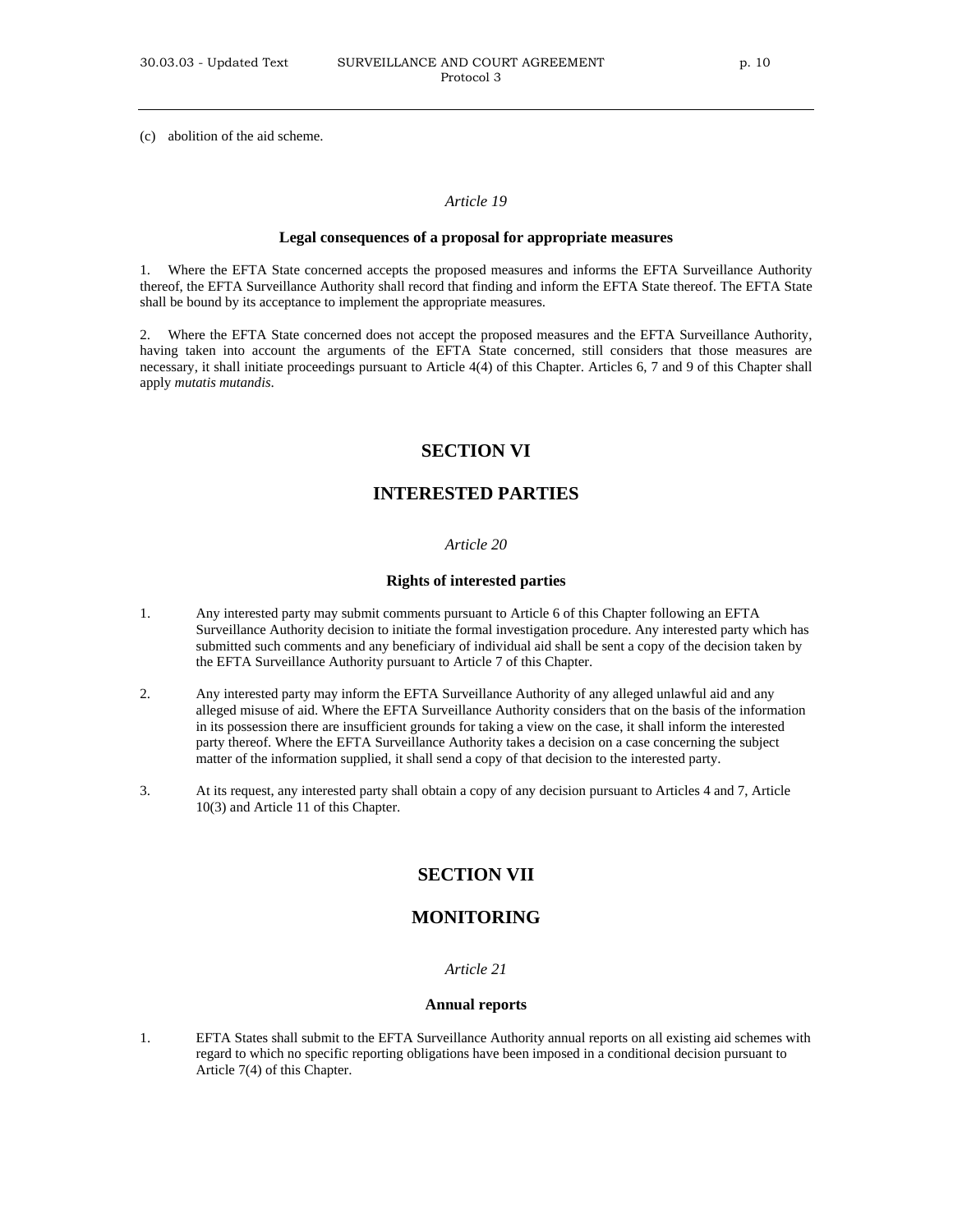(c) abolition of the aid scheme.

*Article 19*

**Legal consequences of a proposal for appropriate measures**

1. Where the EFTA State concerned accepts the proposed measures and informs the EFTA Surveillance Authority thereof, the EFTA Surveillance Authority shall record that finding and inform the EFTA State thereof. The EFTA State shall be bound by its acceptance to implement the appropriate measures.

2. Where the EFTA State concerned does not accept the proposed measures and the EFTA Surveillance Authority, having taken into account the arguments of the EFTA State concerned, still considers that those measures are necessary, it shall initiate proceedings pursuant to Article 4(4) of this Chapter. Articles 6, 7 and 9 of this Chapter shall apply *mutatis mutandis*.

## SECTION VI

## INTERESTED PARTIES

*Article 20*

**Rights of interested parties**

1. Any interested party may submit comments pursuant to Article 6 of this Chapter following an EFTA Surveillance Authority decision to initiate the formal investigation procedure. Any interested party which has submitted such comments and any beneficiary of individual aid shall be sent a copy of the decision taken by the EFTA Surveillance Authority pursuant to Article 7 of this Chapter.

2. Any interested party may inform the EFTA Surveillance Authority of any alleged unlawful aid and any alleged misuse of aid. Where the EFTA Surveillance Authority considers that on the basis of the information in its possession there are insufficient grounds for taking a view on the case, it shall inform the interested party thereof. Where the EFTA Surveillance Authority takes a decision on a case concerning the subject matter of the information supplied, it shall send a copy of that decision to the interested party.

3. At its request, any interested party shall obtain a copy of any decision pursuant to Articles 4 and 7, Article 10(3) and Article 11 of this Chapter.

## SECTION VII

## MONITORING

*Article 21*

**Annual reports**

1. EFTA States shall submit to the EFTA Surveillance Authority annual reports on all existing aid schemes with regard to which no specific reporting obligations have been imposed in a conditional decision pursuant to Article 7(4) of this Chapter.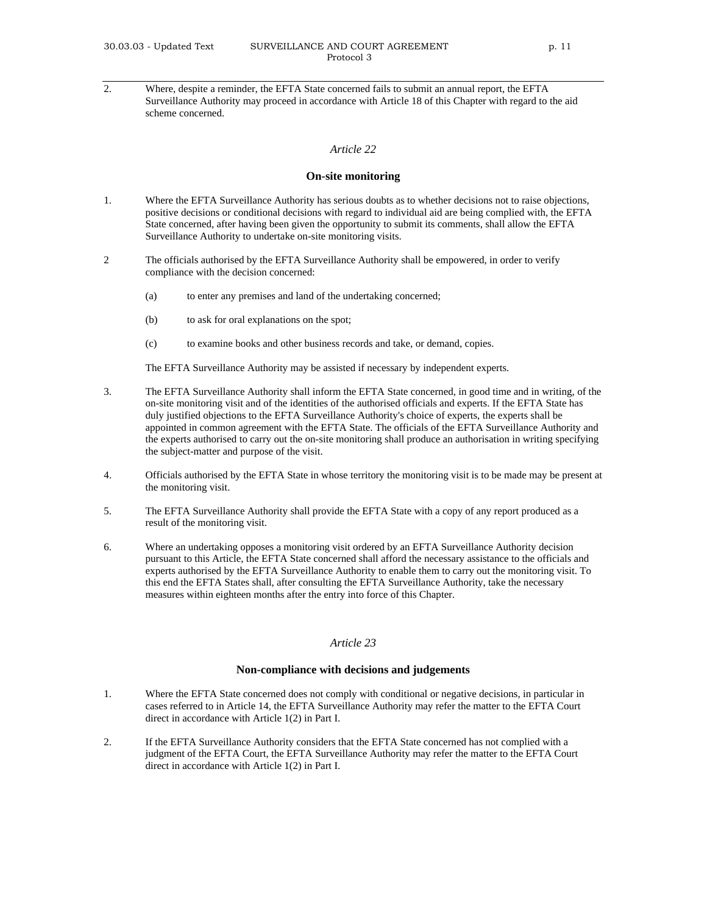2. Where, despite a reminder, the EFTA State concerned fails to submit an annual report, the EFTA Surveillance Authority may proceed in accordance with Article 18 of this Chapter with regard to the aid scheme concerned.

*Article 22*

**On-site monitoring**

1. Where the EFTA Surveillance Authority has serious doubts as to whether decisions not to raise objections, positive decisions or conditional decisions with regard to individual aid are being complied with, the EFTA State concerned, after having been given the opportunity to submit its comments, shall allow the EFTA Surveillance Authority to undertake on-site monitoring visits.

2 The officials authorised by the EFTA Surveillance Authority shall be empowered, in order to verify compliance with the decision concerned:

   (a) to enter any premises and land of the undertaking concerned;

   (b) to ask for oral explanations on the spot;

   (c) to examine books and other business records and take, or demand, copies.

   The EFTA Surveillance Authority may be assisted if necessary by independent experts.

3. The EFTA Surveillance Authority shall inform the EFTA State concerned, in good time and in writing, of the on-site monitoring visit and of the identities of the authorised officials and experts. If the EFTA State has duly justified objections to the EFTA Surveillance Authority's choice of experts, the experts shall be appointed in common agreement with the EFTA State. The officials of the EFTA Surveillance Authority and the experts authorised to carry out the on-site monitoring shall produce an authorisation in writing specifying the subject-matter and purpose of the visit.

4. Officials authorised by the EFTA State in whose territory the monitoring visit is to be made may be present at the monitoring visit.

5. The EFTA Surveillance Authority shall provide the EFTA State with a copy of any report produced as a result of the monitoring visit.

6. Where an undertaking opposes a monitoring visit ordered by an EFTA Surveillance Authority decision pursuant to this Article, the EFTA State concerned shall afford the necessary assistance to the officials and experts authorised by the EFTA Surveillance Authority to enable them to carry out the monitoring visit. To this end the EFTA States shall, after consulting the EFTA Surveillance Authority, take the necessary measures within eighteen months after the entry into force of this Chapter.

*Article 23*

**Non-compliance with decisions and judgements**

1. Where the EFTA State concerned does not comply with conditional or negative decisions, in particular in cases referred to in Article 14, the EFTA Surveillance Authority may refer the matter to the EFTA Court direct in accordance with Article 1(2) in Part I.

2. If the EFTA Surveillance Authority considers that the EFTA State concerned has not complied with a judgment of the EFTA Court, the EFTA Surveillance Authority may refer the matter to the EFTA Court direct in accordance with Article 1(2) in Part I.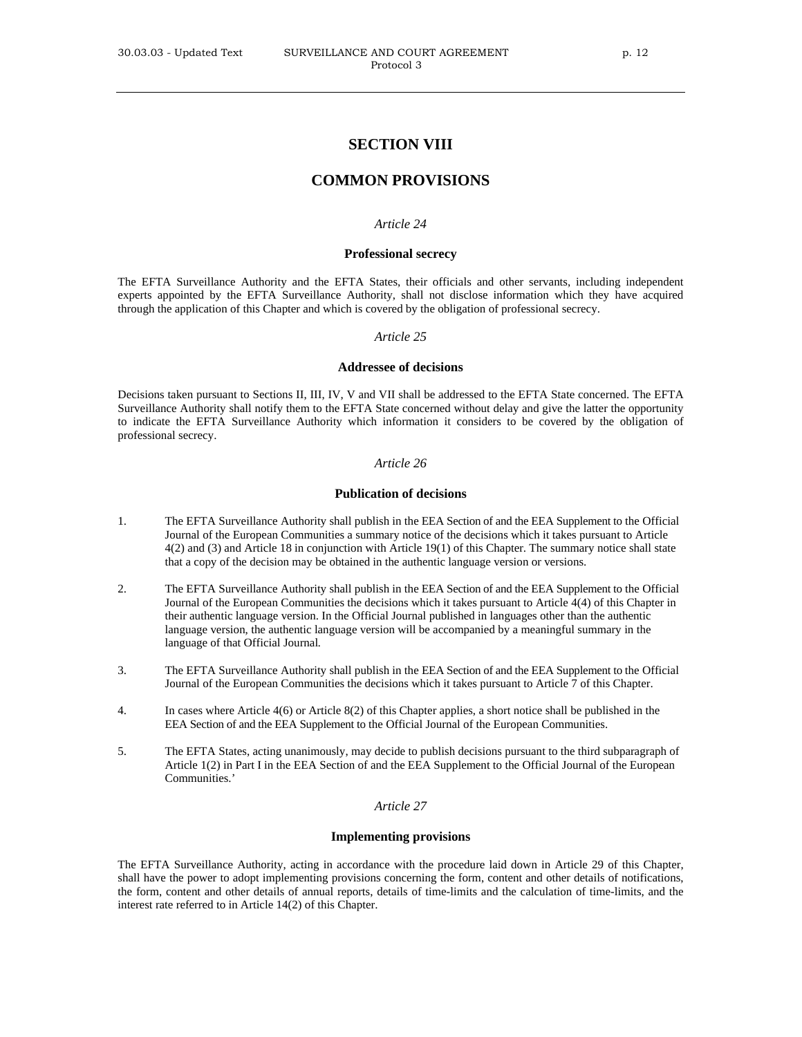## SECTION VIII

## COMMON PROVISIONS

*Article 24*

**Professional secrecy**

The EFTA Surveillance Authority and the EFTA States, their officials and other servants, including independent experts appointed by the EFTA Surveillance Authority, shall not disclose information which they have acquired through the application of this Chapter and which is covered by the obligation of professional secrecy.

*Article 25*

**Addressee of decisions**

Decisions taken pursuant to Sections II, III, IV, V and VII shall be addressed to the EFTA State concerned. The EFTA Surveillance Authority shall notify them to the EFTA State concerned without delay and give the latter the opportunity to indicate the EFTA Surveillance Authority which information it considers to be covered by the obligation of professional secrecy.

*Article 26*

**Publication of decisions**

1. The EFTA Surveillance Authority shall publish in the EEA Section of and the EEA Supplement to the Official Journal of the European Communities a summary notice of the decisions which it takes pursuant to Article 4(2) and (3) and Article 18 in conjunction with Article 19(1) of this Chapter. The summary notice shall state that a copy of the decision may be obtained in the authentic language version or versions.

2. The EFTA Surveillance Authority shall publish in the EEA Section of and the EEA Supplement to the Official Journal of the European Communities the decisions which it takes pursuant to Article 4(4) of this Chapter in their authentic language version. In the Official Journal published in languages other than the authentic language version, the authentic language version will be accompanied by a meaningful summary in the language of that Official Journal.

3. The EFTA Surveillance Authority shall publish in the EEA Section of and the EEA Supplement to the Official Journal of the European Communities the decisions which it takes pursuant to Article 7 of this Chapter.

4. In cases where Article 4(6) or Article 8(2) of this Chapter applies, a short notice shall be published in the EEA Section of and the EEA Supplement to the Official Journal of the European Communities.

5. The EFTA States, acting unanimously, may decide to publish decisions pursuant to the third subparagraph of Article 1(2) in Part I in the EEA Section of and the EEA Supplement to the Official Journal of the European Communities.'

*Article 27*

**Implementing provisions**

The EFTA Surveillance Authority, acting in accordance with the procedure laid down in Article 29 of this Chapter, shall have the power to adopt implementing provisions concerning the form, content and other details of notifications, the form, content and other details of annual reports, details of time-limits and the calculation of time-limits, and the interest rate referred to in Article 14(2) of this Chapter.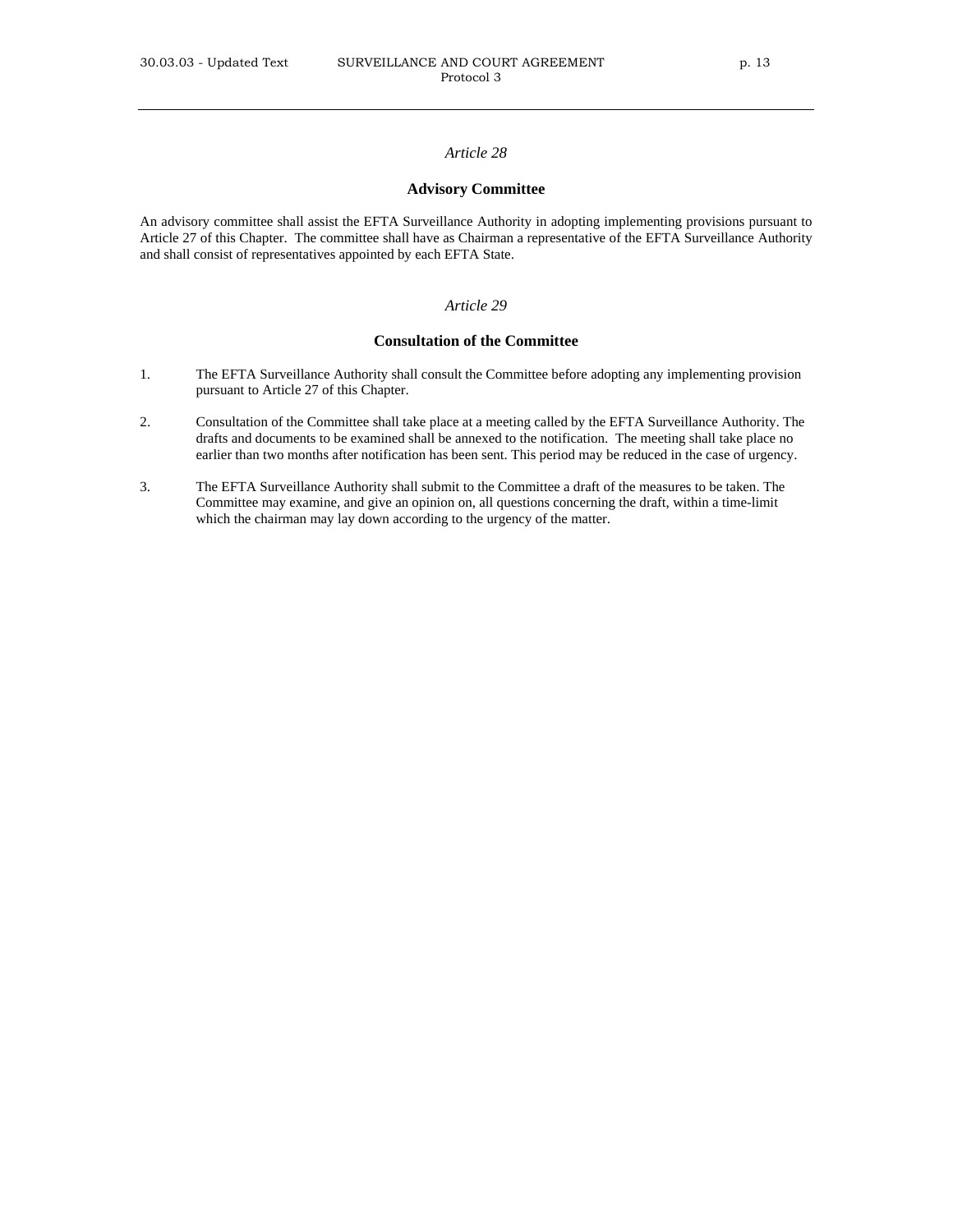*Article 28*

**Advisory Committee**

An advisory committee shall assist the EFTA Surveillance Authority in adopting implementing provisions pursuant to Article 27 of this Chapter. The committee shall have as Chairman a representative of the EFTA Surveillance Authority and shall consist of representatives appointed by each EFTA State.

*Article 29*

**Consultation of the Committee**

1. The EFTA Surveillance Authority shall consult the Committee before adopting any implementing provision pursuant to Article 27 of this Chapter.

2. Consultation of the Committee shall take place at a meeting called by the EFTA Surveillance Authority. The drafts and documents to be examined shall be annexed to the notification. The meeting shall take place no earlier than two months after notification has been sent. This period may be reduced in the case of urgency.

3. The EFTA Surveillance Authority shall submit to the Committee a draft of the measures to be taken. The Committee may examine, and give an opinion on, all questions concerning the draft, within a time-limit which the chairman may lay down according to the urgency of the matter.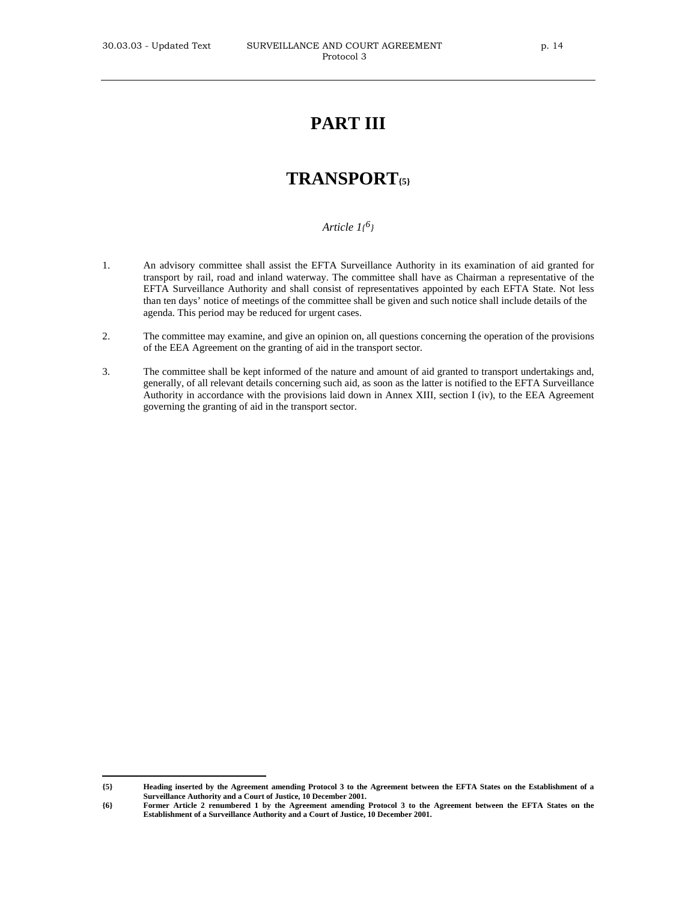# PART III

# TRANSPORT[5]

*Article 1*[6]

1. An advisory committee shall assist the EFTA Surveillance Authority in its examination of aid granted for transport by rail, road and inland waterway. The committee shall have as Chairman a representative of the EFTA Surveillance Authority and shall consist of representatives appointed by each EFTA State. Not less than ten days' notice of meetings of the committee shall be given and such notice shall include details of the agenda. This period may be reduced for urgent cases.

2. The committee may examine, and give an opinion on, all questions concerning the operation of the provisions of the EEA Agreement on the granting of aid in the transport sector.

3. The committee shall be kept informed of the nature and amount of aid granted to transport undertakings and, generally, of all relevant details concerning such aid, as soon as the latter is notified to the EFTA Surveillance Authority in accordance with the provisions laid down in Annex XIII, section I (iv), to the EEA Agreement governing the granting of aid in the transport sector.

---

**{5}** **Heading inserted by the Agreement amending Protocol 3 to the Agreement between the EFTA States on the Establishment of a Surveillance Authority and a Court of Justice, 10 December 2001.**

**{6}** **Former Article 2 renumbered 1 by the Agreement amending Protocol 3 to the Agreement between the EFTA States on the Establishment of a Surveillance Authority and a Court of Justice, 10 December 2001.**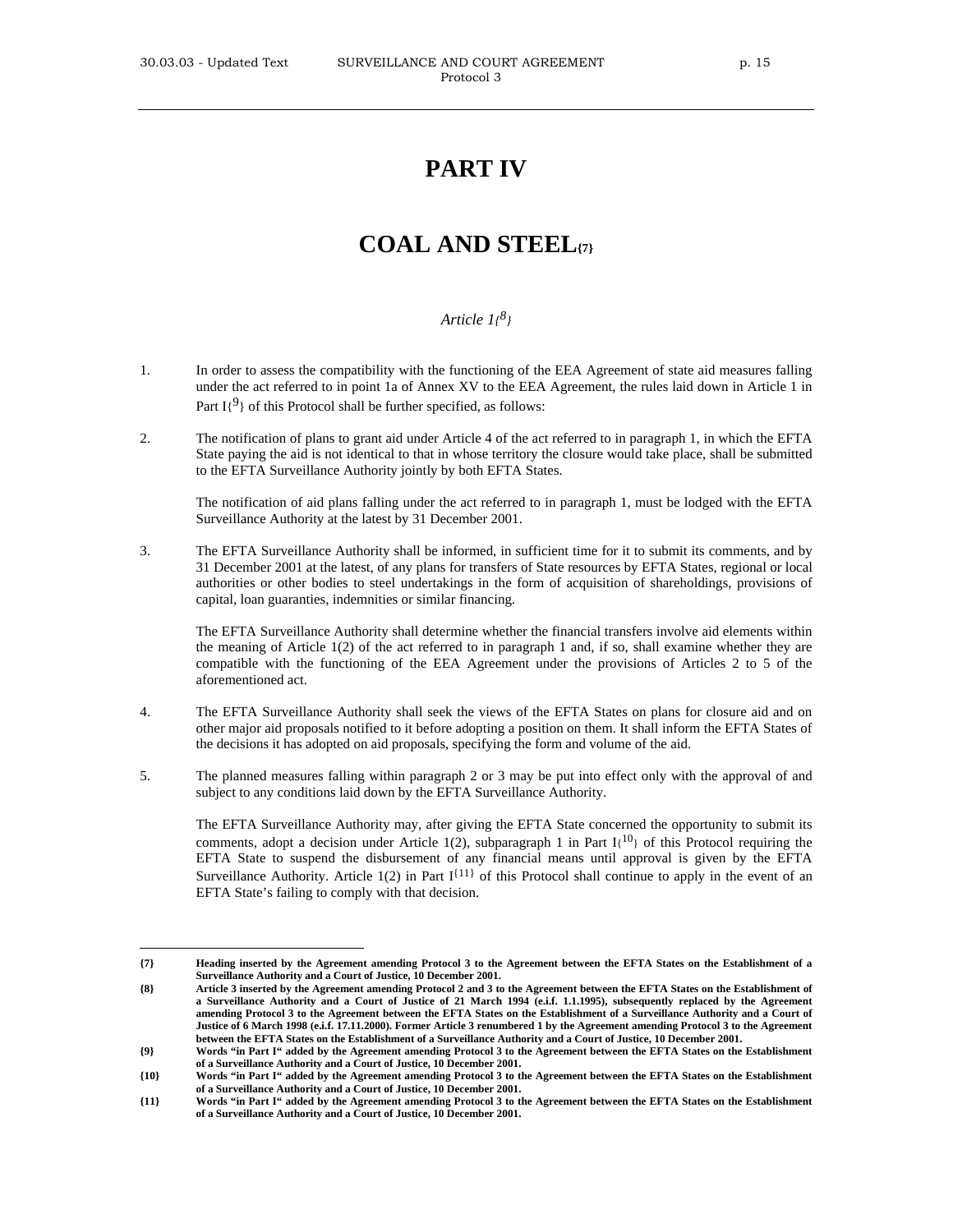# PART IV

# COAL AND STEEL{7}

*Article 1{8}*

1. In order to assess the compatibility with the functioning of the EEA Agreement of state aid measures falling under the act referred to in point 1a of Annex XV to the EEA Agreement, the rules laid down in Article 1 in Part I{9} of this Protocol shall be further specified, as follows:

2. The notification of plans to grant aid under Article 4 of the act referred to in paragraph 1, in which the EFTA State paying the aid is not identical to that in whose territory the closure would take place, shall be submitted to the EFTA Surveillance Authority jointly by both EFTA States.

   The notification of aid plans falling under the act referred to in paragraph 1, must be lodged with the EFTA Surveillance Authority at the latest by 31 December 2001.

3. The EFTA Surveillance Authority shall be informed, in sufficient time for it to submit its comments, and by 31 December 2001 at the latest, of any plans for transfers of State resources by EFTA States, regional or local authorities or other bodies to steel undertakings in the form of acquisition of shareholdings, provisions of capital, loan guaranties, indemnities or similar financing.

   The EFTA Surveillance Authority shall determine whether the financial transfers involve aid elements within the meaning of Article 1(2) of the act referred to in paragraph 1 and, if so, shall examine whether they are compatible with the functioning of the EEA Agreement under the provisions of Articles 2 to 5 of the aforementioned act.

4. The EFTA Surveillance Authority shall seek the views of the EFTA States on plans for closure aid and on other major aid proposals notified to it before adopting a position on them. It shall inform the EFTA States of the decisions it has adopted on aid proposals, specifying the form and volume of the aid.

5. The planned measures falling within paragraph 2 or 3 may be put into effect only with the approval of and subject to any conditions laid down by the EFTA Surveillance Authority.

   The EFTA Surveillance Authority may, after giving the EFTA State concerned the opportunity to submit its comments, adopt a decision under Article 1(2), subparagraph 1 in Part I{10} of this Protocol requiring the EFTA State to suspend the disbursement of any financial means until approval is given by the EFTA Surveillance Authority. Article 1(2) in Part I{11} of this Protocol shall continue to apply in the event of an EFTA State's failing to comply with that decision.

---

**{7}** **Heading inserted by the Agreement amending Protocol 3 to the Agreement between the EFTA States on the Establishment of a Surveillance Authority and a Court of Justice, 10 December 2001.**

**{8}** **Article 3 inserted by the Agreement amending Protocol 2 and 3 to the Agreement between the EFTA States on the Establishment of a Surveillance Authority and a Court of Justice of 21 March 1994 (e.i.f. 1.1.1995), subsequently replaced by the Agreement amending Protocol 3 to the Agreement between the EFTA States on the Establishment of a Surveillance Authority and a Court of Justice of 6 March 1998 (e.i.f. 17.11.2000). Former Article 3 renumbered 1 by the Agreement amending Protocol 3 to the Agreement between the EFTA States on the Establishment of a Surveillance Authority and a Court of Justice, 10 December 2001.**

**{9}** **Words "in Part I" added by the Agreement amending Protocol 3 to the Agreement between the EFTA States on the Establishment of a Surveillance Authority and a Court of Justice, 10 December 2001.**

**{10}** **Words "in Part I" added by the Agreement amending Protocol 3 to the Agreement between the EFTA States on the Establishment of a Surveillance Authority and a Court of Justice, 10 December 2001.**

**{11}** **Words "in Part I" added by the Agreement amending Protocol 3 to the Agreement between the EFTA States on the Establishment of a Surveillance Authority and a Court of Justice, 10 December 2001.**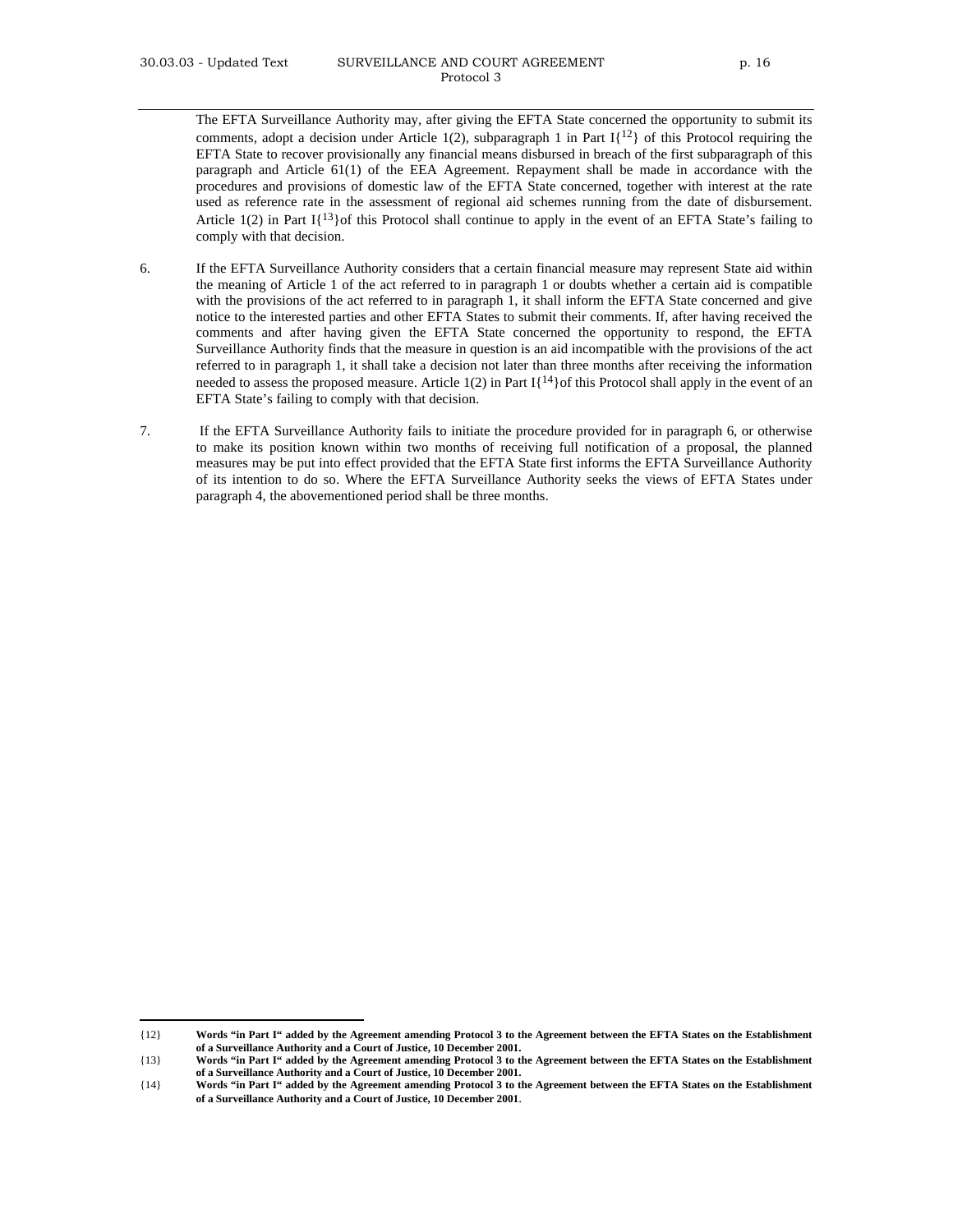The EFTA Surveillance Authority may, after giving the EFTA State concerned the opportunity to submit its comments, adopt a decision under Article 1(2), subparagraph 1 in Part I{[12]} of this Protocol requiring the EFTA State to recover provisionally any financial means disbursed in breach of the first subparagraph of this paragraph and Article 61(1) of the EEA Agreement. Repayment shall be made in accordance with the procedures and provisions of domestic law of the EFTA State concerned, together with interest at the rate used as reference rate in the assessment of regional aid schemes running from the date of disbursement. Article 1(2) in Part I{[13]}of this Protocol shall continue to apply in the event of an EFTA State's failing to comply with that decision.

6. If the EFTA Surveillance Authority considers that a certain financial measure may represent State aid within the meaning of Article 1 of the act referred to in paragraph 1 or doubts whether a certain aid is compatible with the provisions of the act referred to in paragraph 1, it shall inform the EFTA State concerned and give notice to the interested parties and other EFTA States to submit their comments. If, after having received the comments and after having given the EFTA State concerned the opportunity to respond, the EFTA Surveillance Authority finds that the measure in question is an aid incompatible with the provisions of the act referred to in paragraph 1, it shall take a decision not later than three months after receiving the information needed to assess the proposed measure. Article 1(2) in Part I{[14]}of this Protocol shall apply in the event of an EFTA State's failing to comply with that decision.

7. If the EFTA Surveillance Authority fails to initiate the procedure provided for in paragraph 6, or otherwise to make its position known within two months of receiving full notification of a proposal, the planned measures may be put into effect provided that the EFTA State first informs the EFTA Surveillance Authority of its intention to do so. Where the EFTA Surveillance Authority seeks the views of EFTA States under paragraph 4, the abovementioned period shall be three months.

---

{12} **Words "in Part I" added by the Agreement amending Protocol 3 to the Agreement between the EFTA States on the Establishment of a Surveillance Authority and a Court of Justice, 10 December 2001.**

{13} **Words "in Part I" added by the Agreement amending Protocol 3 to the Agreement between the EFTA States on the Establishment of a Surveillance Authority and a Court of Justice, 10 December 2001.**

{14} **Words "in Part I" added by the Agreement amending Protocol 3 to the Agreement between the EFTA States on the Establishment of a Surveillance Authority and a Court of Justice, 10 December 2001**.